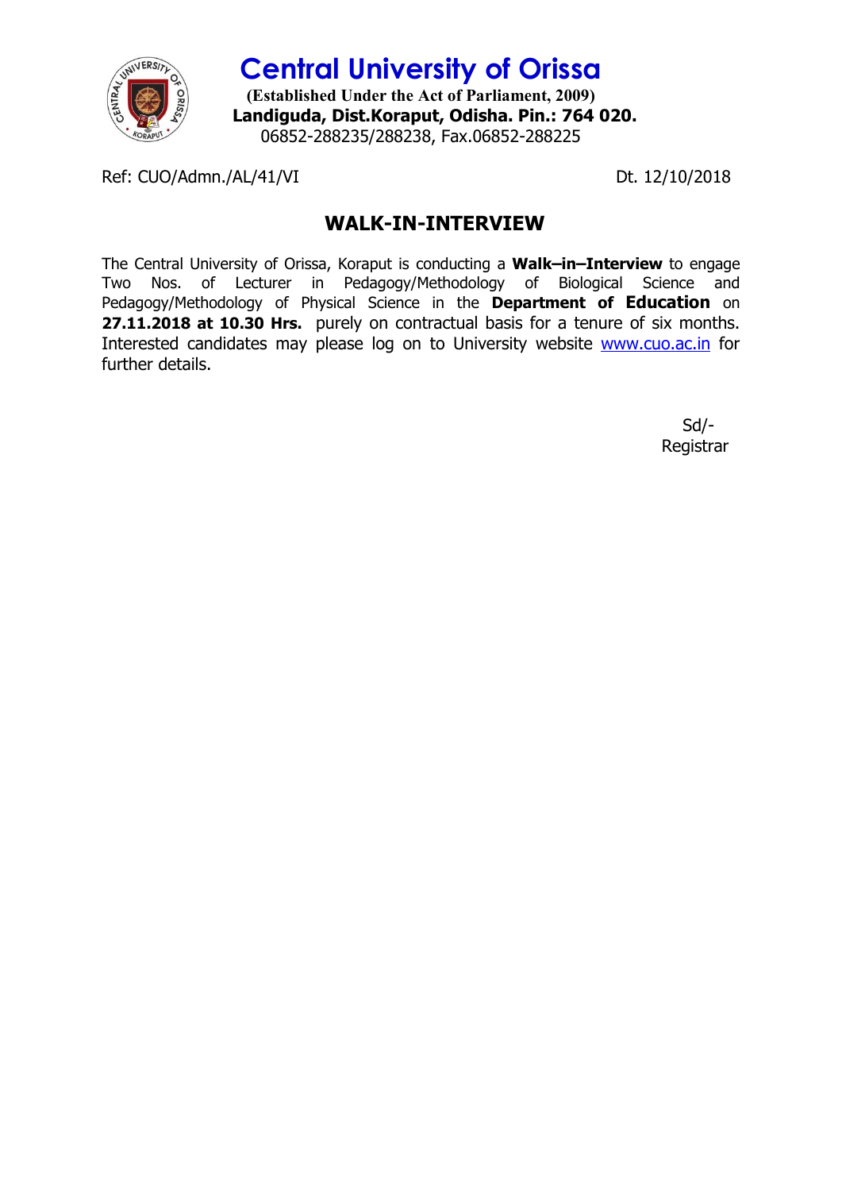# Central University of Orissa

**(Established Under the Act of Parliament, 2009)**
**Landiguda, Dist.Koraput, Odisha. Pin.: 764 020.**
06852-288235/288238, Fax.06852-288225

Ref: CUO/Admn./AL/41/VI

Dt. 12/10/2018

## WALK-IN-INTERVIEW

The Central University of Orissa, Koraput is conducting a **Walk–in–Interview** to engage Two Nos. of Lecturer in Pedagogy/Methodology of Biological Science and Pedagogy/Methodology of Physical Science in the **Department of Education** on **27.11.2018 at 10.30 Hrs.** purely on contractual basis for a tenure of six months. Interested candidates may please log on to University website www.cuo.ac.in for further details.

Sd/-
Registrar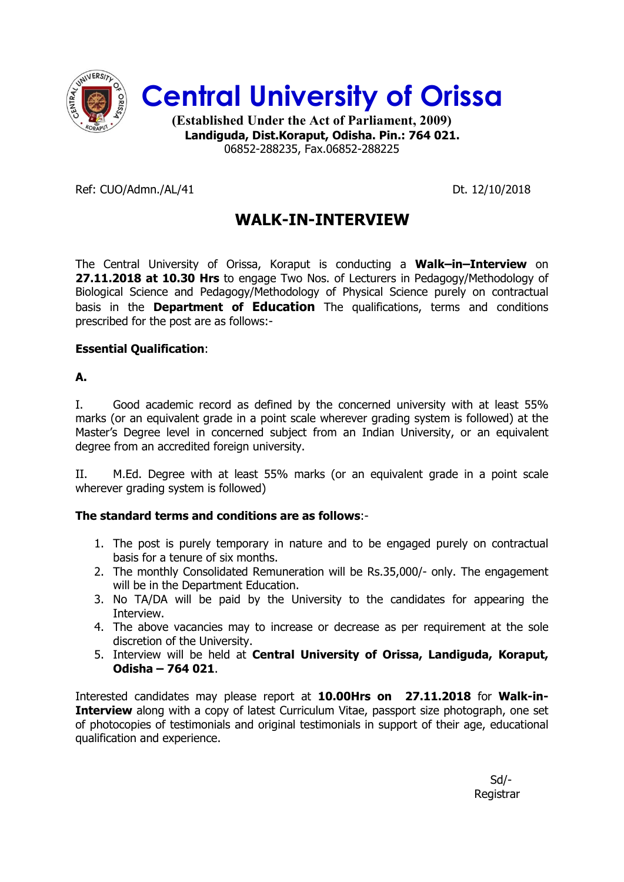# Central University of Orissa

**(Established Under the Act of Parliament, 2009)**
**Landiguda, Dist.Koraput, Odisha. Pin.: 764 021.**
06852-288235, Fax.06852-288225

Ref: CUO/Admn./AL/41 Dt. 12/10/2018

## WALK-IN-INTERVIEW

The Central University of Orissa, Koraput is conducting a **Walk–in–Interview** on **27.11.2018 at 10.30 Hrs** to engage Two Nos. of Lecturers in Pedagogy/Methodology of Biological Science and Pedagogy/Methodology of Physical Science purely on contractual basis in the **Department of Education** The qualifications, terms and conditions prescribed for the post are as follows:-

**Essential Qualification**:

**A.**

I. Good academic record as defined by the concerned university with at least 55% marks (or an equivalent grade in a point scale wherever grading system is followed) at the Master's Degree level in concerned subject from an Indian University, or an equivalent degree from an accredited foreign university.

II. M.Ed. Degree with at least 55% marks (or an equivalent grade in a point scale wherever grading system is followed)

**The standard terms and conditions are as follows**:-

1. The post is purely temporary in nature and to be engaged purely on contractual basis for a tenure of six months.
2. The monthly Consolidated Remuneration will be Rs.35,000/- only. The engagement will be in the Department Education.
3. No TA/DA will be paid by the University to the candidates for appearing the Interview.
4. The above vacancies may to increase or decrease as per requirement at the sole discretion of the University.
5. Interview will be held at **Central University of Orissa, Landiguda, Koraput, Odisha – 764 021**.

Interested candidates may please report at **10.00Hrs on 27.11.2018** for **Walk-in-Interview** along with a copy of latest Curriculum Vitae, passport size photograph, one set of photocopies of testimonials and original testimonials in support of their age, educational qualification and experience.

Sd/-
Registrar